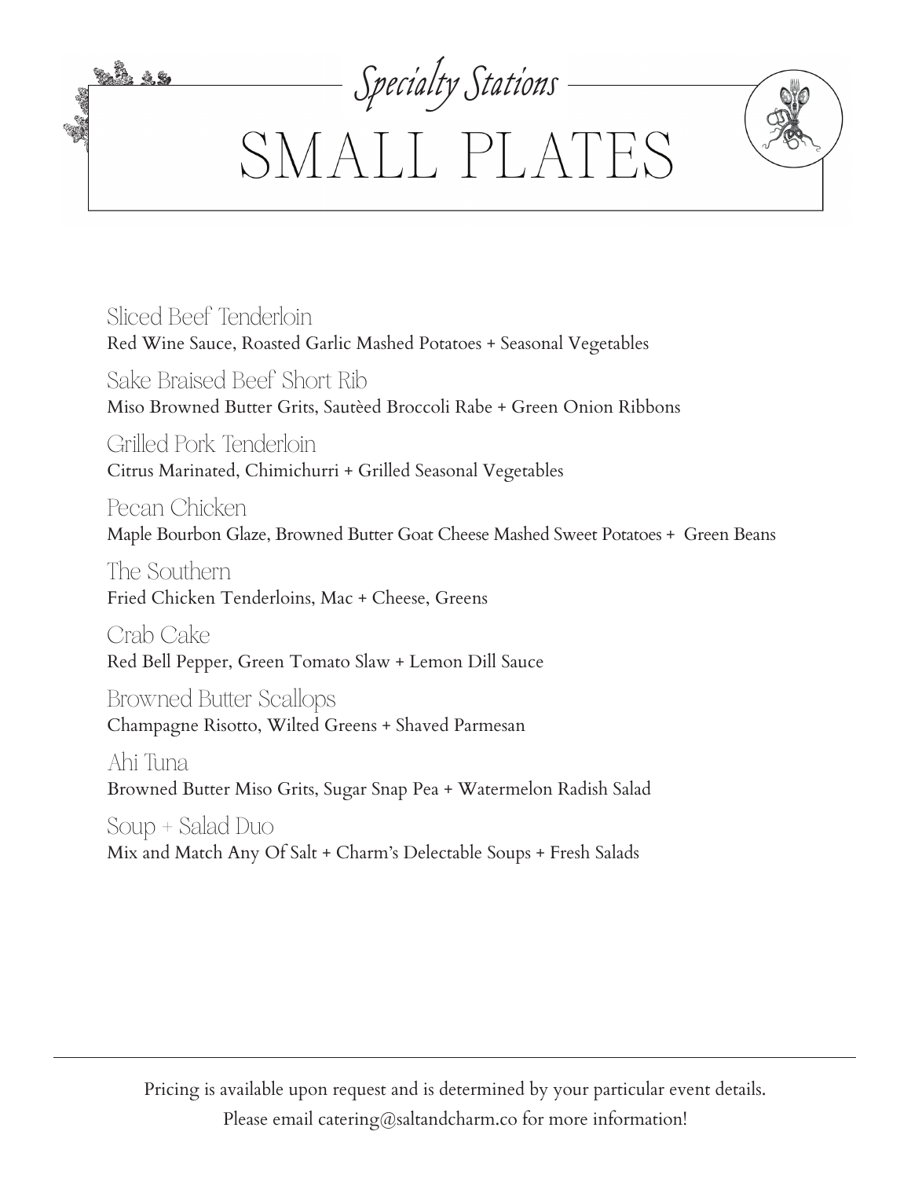*Specialty Stations*

# SMALL PLATES

### Sliced Beef Tenderloin
Red Wine Sauce, Roasted Garlic Mashed Potatoes + Seasonal Vegetables

### Sake Braised Beef Short Rib
Miso Browned Butter Grits, Sautèed Broccoli Rabe + Green Onion Ribbons

### Grilled Pork Tenderloin
Citrus Marinated, Chimichurri + Grilled Seasonal Vegetables

### Pecan Chicken
Maple Bourbon Glaze, Browned Butter Goat Cheese Mashed Sweet Potatoes + Green Beans

### The Southern
Fried Chicken Tenderloins, Mac + Cheese, Greens

### Crab Cake
Red Bell Pepper, Green Tomato Slaw + Lemon Dill Sauce

### Browned Butter Scallops
Champagne Risotto, Wilted Greens + Shaved Parmesan

### Ahi Tuna
Browned Butter Miso Grits, Sugar Snap Pea + Watermelon Radish Salad

### Soup + Salad Duo
Mix and Match Any Of Salt + Charm's Delectable Soups + Fresh Salads

---

Pricing is available upon request and is determined by your particular event details.
Please email catering@saltandcharm.co for more information!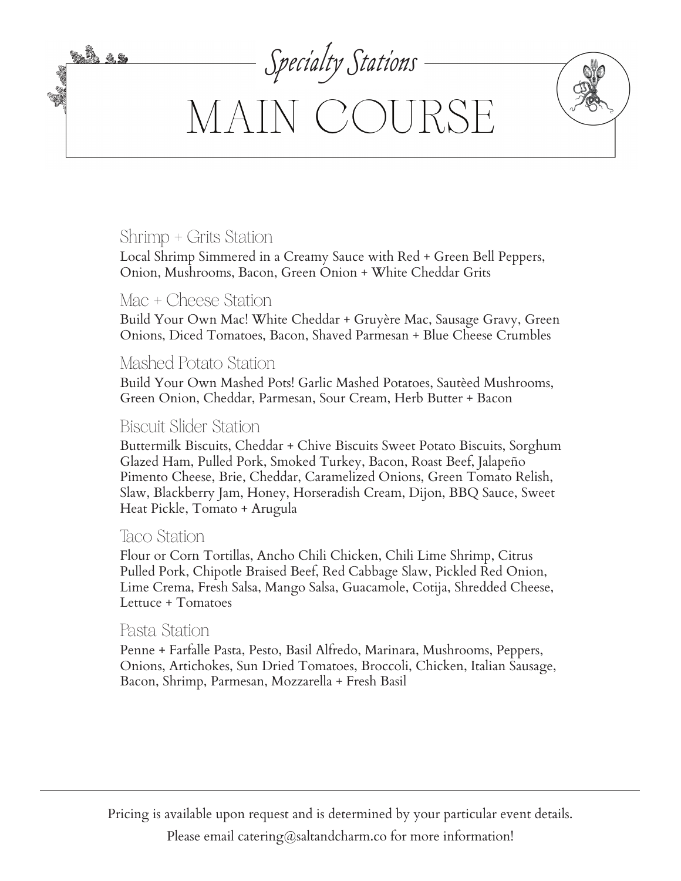*Specialty Stations*

# MAIN COURSE

### Shrimp + Grits Station

Local Shrimp Simmered in a Creamy Sauce with Red + Green Bell Peppers, Onion, Mushrooms, Bacon, Green Onion + White Cheddar Grits

### Mac + Cheese Station

Build Your Own Mac! White Cheddar + Gruyère Mac, Sausage Gravy, Green Onions, Diced Tomatoes, Bacon, Shaved Parmesan + Blue Cheese Crumbles

### Mashed Potato Station

Build Your Own Mashed Pots! Garlic Mashed Potatoes, Sautèed Mushrooms, Green Onion, Cheddar, Parmesan, Sour Cream, Herb Butter + Bacon

### Biscuit Slider Station

Buttermilk Biscuits, Cheddar + Chive Biscuits Sweet Potato Biscuits, Sorghum Glazed Ham, Pulled Pork, Smoked Turkey, Bacon, Roast Beef, Jalapeño Pimento Cheese, Brie, Cheddar, Caramelized Onions, Green Tomato Relish, Slaw, Blackberry Jam, Honey, Horseradish Cream, Dijon, BBQ Sauce, Sweet Heat Pickle, Tomato + Arugula

### Taco Station

Flour or Corn Tortillas, Ancho Chili Chicken, Chili Lime Shrimp, Citrus Pulled Pork, Chipotle Braised Beef, Red Cabbage Slaw, Pickled Red Onion, Lime Crema, Fresh Salsa, Mango Salsa, Guacamole, Cotija, Shredded Cheese, Lettuce + Tomatoes

### Pasta Station

Penne + Farfalle Pasta, Pesto, Basil Alfredo, Marinara, Mushrooms, Peppers, Onions, Artichokes, Sun Dried Tomatoes, Broccoli, Chicken, Italian Sausage, Bacon, Shrimp, Parmesan, Mozzarella + Fresh Basil

---

Pricing is available upon request and is determined by your particular event details.

Please email catering@saltandcharm.co for more information!